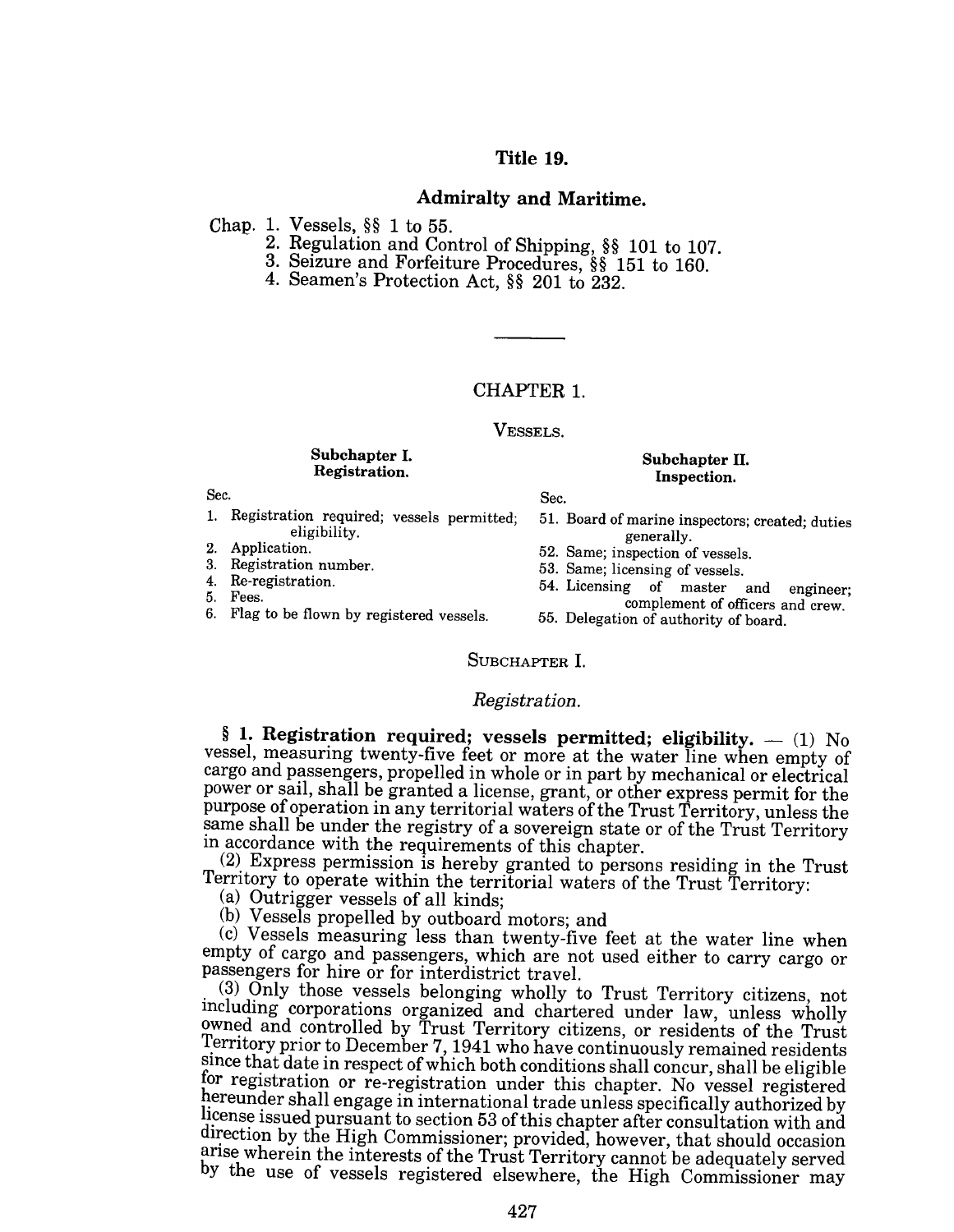# Title 19.

## Admiralty and Maritime.

Chap. 1. Vessels, §§ 1 to 55.
2. Regulation and Control of Shipping, §§ 101 to 107.
3. Seizure and Forfeiture Procedures, §§ 151 to 160.
4. Seamen's Protection Act, §§ 201 to 232.

---

## CHAPTER 1.

### VESSELS.

**Subchapter I.**
**Registration.**

Sec.

1. Registration required; vessels permitted; eligibility.
2. Application.
3. Registration number.
4. Re-registration.
5. Fees.
6. Flag to be flown by registered vessels.

**Subchapter II.**
**Inspection.**

Sec.

51. Board of marine inspectors; created; duties generally.
52. Same; inspection of vessels.
53. Same; licensing of vessels.
54. Licensing of master and engineer; complement of officers and crew.
55. Delegation of authority of board.

### SUBCHAPTER I.

*Registration.*

**§ 1. Registration required; vessels permitted; eligibility.** — (1) No vessel, measuring twenty-five feet or more at the water line when empty of cargo and passengers, propelled in whole or in part by mechanical or electrical power or sail, shall be granted a license, grant, or other express permit for the purpose of operation in any territorial waters of the Trust Territory, unless the same shall be under the registry of a sovereign state or of the Trust Territory in accordance with the requirements of this chapter.

(2) Express permission is hereby granted to persons residing in the Trust Territory to operate within the territorial waters of the Trust Territory:

(a) Outrigger vessels of all kinds;

(b) Vessels propelled by outboard motors; and

(c) Vessels measuring less than twenty-five feet at the water line when empty of cargo and passengers, which are not used either to carry cargo or passengers for hire or for interdistrict travel.

(3) Only those vessels belonging wholly to Trust Territory citizens, not including corporations organized and chartered under law, unless wholly owned and controlled by Trust Territory citizens, or residents of the Trust Territory prior to December 7, 1941 who have continuously remained residents since that date in respect of which both conditions shall concur, shall be eligible for registration or re-registration under this chapter. No vessel registered hereunder shall engage in international trade unless specifically authorized by license issued pursuant to section 53 of this chapter after consultation with and direction by the High Commissioner; provided, however, that should occasion arise wherein the interests of the Trust Territory cannot be adequately served by the use of vessels registered elsewhere, the High Commissioner may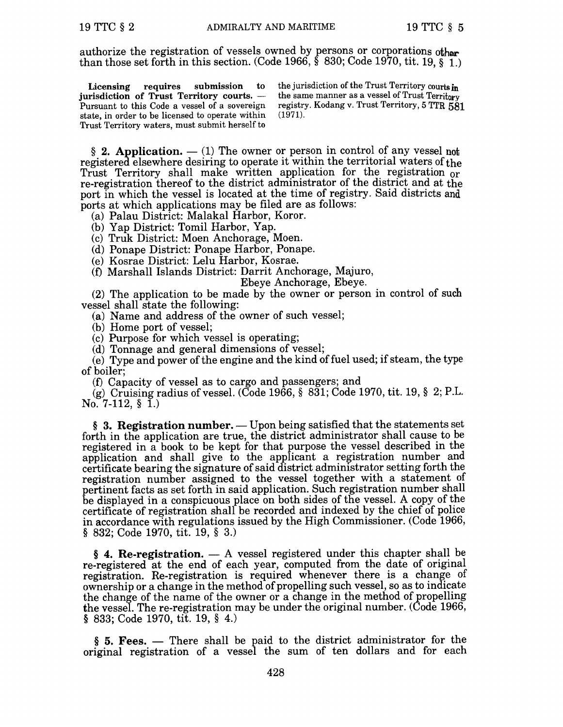authorize the registration of vessels owned by persons or corporations other than those set forth in this section. (Code 1966, § 830; Code 1970, tit. 19, § 1.)

**Licensing requires submission to jurisdiction of Trust Territory courts.** — Pursuant to this Code a vessel of a sovereign state, in order to be licensed to operate within Trust Territory waters, must submit herself to the jurisdiction of the Trust Territory courts in the same manner as a vessel of Trust Territory registry. Kodang v. Trust Territory, 5 TTR 581 (1971).

§ 2. **Application.** — (1) The owner or person in control of any vessel not registered elsewhere desiring to operate it within the territorial waters of the Trust Territory shall make written application for the registration or re-registration thereof to the district administrator of the district and at the port in which the vessel is located at the time of registry. Said districts and ports at which applications may be filed are as follows:

(a) Palau District: Malakal Harbor, Koror.

(b) Yap District: Tomil Harbor, Yap.

(c) Truk District: Moen Anchorage, Moen.

(d) Ponape District: Ponape Harbor, Ponape.

(e) Kosrae District: Lelu Harbor, Kosrae.

(f) Marshall Islands District: Darrit Anchorage, Majuro,
Ebeye Anchorage, Ebeye.

(2) The application to be made by the owner or person in control of such vessel shall state the following:

(a) Name and address of the owner of such vessel;

(b) Home port of vessel;

(c) Purpose for which vessel is operating;

(d) Tonnage and general dimensions of vessel;

(e) Type and power of the engine and the kind of fuel used; if steam, the type of boiler;

(f) Capacity of vessel as to cargo and passengers; and

(g) Cruising radius of vessel. (Code 1966, § 831; Code 1970, tit. 19, § 2; P.L. No. 7-112, § 1.)

§ 3. **Registration number.** — Upon being satisfied that the statements set forth in the application are true, the district administrator shall cause to be registered in a book to be kept for that purpose the vessel described in the application and shall give to the applicant a registration number and certificate bearing the signature of said district administrator setting forth the registration number assigned to the vessel together with a statement of pertinent facts as set forth in said application. Such registration number shall be displayed in a conspicuous place on both sides of the vessel. A copy of the certificate of registration shall be recorded and indexed by the chief of police in accordance with regulations issued by the High Commissioner. (Code 1966, § 832; Code 1970, tit. 19, § 3.)

§ 4. **Re-registration.** — A vessel registered under this chapter shall be re-registered at the end of each year, computed from the date of original registration. Re-registration is required whenever there is a change of ownership or a change in the method of propelling such vessel, so as to indicate the change of the name of the owner or a change in the method of propelling the vessel. The re-registration may be under the original number. (Code 1966, § 833; Code 1970, tit. 19, § 4.)

§ 5. **Fees.** — There shall be paid to the district administrator for the original registration of a vessel the sum of ten dollars and for each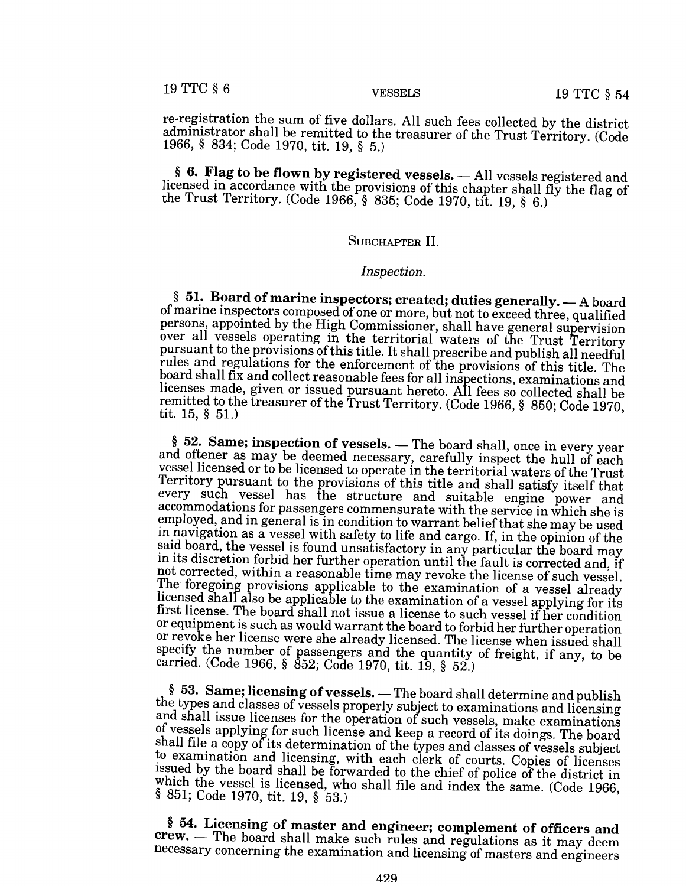re-registration the sum of five dollars. All such fees collected by the district administrator shall be remitted to the treasurer of the Trust Territory. (Code 1966, § 834; Code 1970, tit. 19, § 5.)

§ **6. Flag to be flown by registered vessels.** — All vessels registered and licensed in accordance with the provisions of this chapter shall fly the flag of the Trust Territory. (Code 1966, § 835; Code 1970, tit. 19, § 6.)

## SUBCHAPTER II.

### *Inspection.*

§ **51. Board of marine inspectors; created; duties generally.** — A board of marine inspectors composed of one or more, but not to exceed three, qualified persons, appointed by the High Commissioner, shall have general supervision over all vessels operating in the territorial waters of the Trust Territory pursuant to the provisions of this title. It shall prescribe and publish all needful rules and regulations for the enforcement of the provisions of this title. The board shall fix and collect reasonable fees for all inspections, examinations and licenses made, given or issued pursuant hereto. All fees so collected shall be remitted to the treasurer of the Trust Territory. (Code 1966, § 850; Code 1970, tit. 15, § 51.)

§ **52. Same; inspection of vessels.** — The board shall, once in every year and oftener as may be deemed necessary, carefully inspect the hull of each vessel licensed or to be licensed to operate in the territorial waters of the Trust Territory pursuant to the provisions of this title and shall satisfy itself that every such vessel has the structure and suitable engine power and accommodations for passengers commensurate with the service in which she is employed, and in general is in condition to warrant belief that she may be used in navigation as a vessel with safety to life and cargo. If, in the opinion of the said board, the vessel is found unsatisfactory in any particular the board may in its discretion forbid her further operation until the fault is corrected and, if not corrected, within a reasonable time may revoke the license of such vessel. The foregoing provisions applicable to the examination of a vessel already licensed shall also be applicable to the examination of a vessel applying for its first license. The board shall not issue a license to such vessel if her condition or equipment is such as would warrant the board to forbid her further operation or revoke her license were she already licensed. The license when issued shall specify the number of passengers and the quantity of freight, if any, to be carried. (Code 1966, § 852; Code 1970, tit. 19, § 52.)

§ **53. Same; licensing of vessels.** — The board shall determine and publish the types and classes of vessels properly subject to examinations and licensing and shall issue licenses for the operation of such vessels, make examinations of vessels applying for such license and keep a record of its doings. The board shall file a copy of its determination of the types and classes of vessels subject to examination and licensing, with each clerk of courts. Copies of licenses issued by the board shall be forwarded to the chief of police of the district in which the vessel is licensed, who shall file and index the same. (Code 1966, § 851; Code 1970, tit. 19, § 53.)

§ **54. Licensing of master and engineer; complement of officers and crew.** — The board shall make such rules and regulations as it may deem necessary concerning the examination and licensing of masters and engineers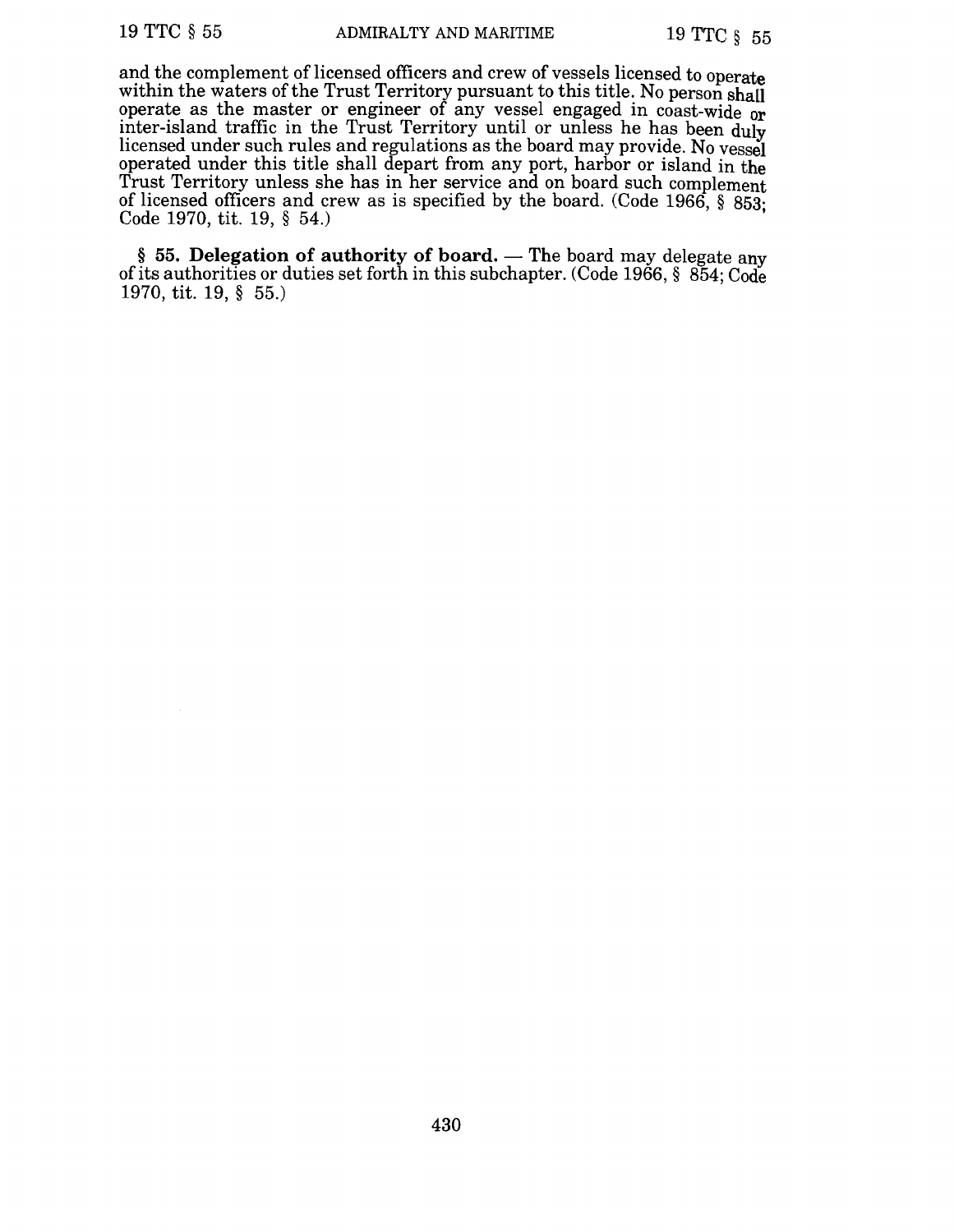and the complement of licensed officers and crew of vessels licensed to operate within the waters of the Trust Territory pursuant to this title. No person shall operate as the master or engineer of any vessel engaged in coast-wide or inter-island traffic in the Trust Territory until or unless he has been duly licensed under such rules and regulations as the board may provide. No vessel operated under this title shall depart from any port, harbor or island in the Trust Territory unless she has in her service and on board such complement of licensed officers and crew as is specified by the board. (Code 1966, § 853; Code 1970, tit. 19, § 54.)

**§ 55. Delegation of authority of board.** — The board may delegate any of its authorities or duties set forth in this subchapter. (Code 1966, § 854; Code 1970, tit. 19, § 55.)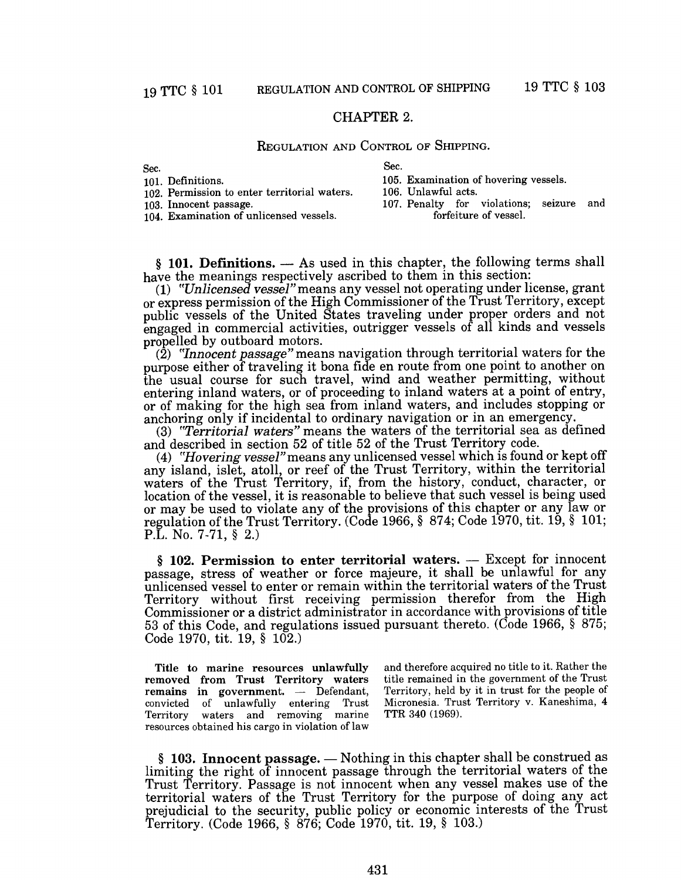## CHAPTER 2.

### REGULATION AND CONTROL OF SHIPPING.

Sec.
101. Definitions.
102. Permission to enter territorial waters.
103. Innocent passage.
104. Examination of unlicensed vessels.
105. Examination of hovering vessels.
106. Unlawful acts.
107. Penalty for violations; seizure and forfeiture of vessel.

**§ 101. Definitions.** — As used in this chapter, the following terms shall have the meanings respectively ascribed to them in this section:

(1) *"Unlicensed vessel"* means any vessel not operating under license, grant or express permission of the High Commissioner of the Trust Territory, except public vessels of the United States traveling under proper orders and not engaged in commercial activities, outrigger vessels of all kinds and vessels propelled by outboard motors.

(2) *"Innocent passage"* means navigation through territorial waters for the purpose either of traveling it bona fide en route from one point to another on the usual course for such travel, wind and weather permitting, without entering inland waters, or of proceeding to inland waters at a point of entry, or of making for the high sea from inland waters, and includes stopping or anchoring only if incidental to ordinary navigation or in an emergency.

(3) *"Territorial waters"* means the waters of the territorial sea as defined and described in section 52 of title 52 of the Trust Territory code.

(4) *"Hovering vessel"* means any unlicensed vessel which is found or kept off any island, islet, atoll, or reef of the Trust Territory, within the territorial waters of the Trust Territory, if, from the history, conduct, character, or location of the vessel, it is reasonable to believe that such vessel is being used or may be used to violate any of the provisions of this chapter or any law or regulation of the Trust Territory. (Code 1966, § 874; Code 1970, tit. 19, § 101; P.L. No. 7-71, § 2.)

**§ 102. Permission to enter territorial waters.** — Except for innocent passage, stress of weather or force majeure, it shall be unlawful for any unlicensed vessel to enter or remain within the territorial waters of the Trust Territory without first receiving permission therefor from the High Commissioner or a district administrator in accordance with provisions of title 53 of this Code, and regulations issued pursuant thereto. (Code 1966, § 875; Code 1970, tit. 19, § 102.)

**Title to marine resources unlawfully removed from Trust Territory waters remains in government.** — Defendant, convicted of unlawfully entering Trust Territory waters and removing marine resources obtained his cargo in violation of law and therefore acquired no title to it. Rather the title remained in the government of the Trust Territory, held by it in trust for the people of Micronesia. Trust Territory v. Kaneshima, 4 TTR 340 (1969).

**§ 103. Innocent passage.** — Nothing in this chapter shall be construed as limiting the right of innocent passage through the territorial waters of the Trust Territory. Passage is not innocent when any vessel makes use of the territorial waters of the Trust Territory for the purpose of doing any act prejudicial to the security, public policy or economic interests of the Trust Territory. (Code 1966, § 876; Code 1970, tit. 19, § 103.)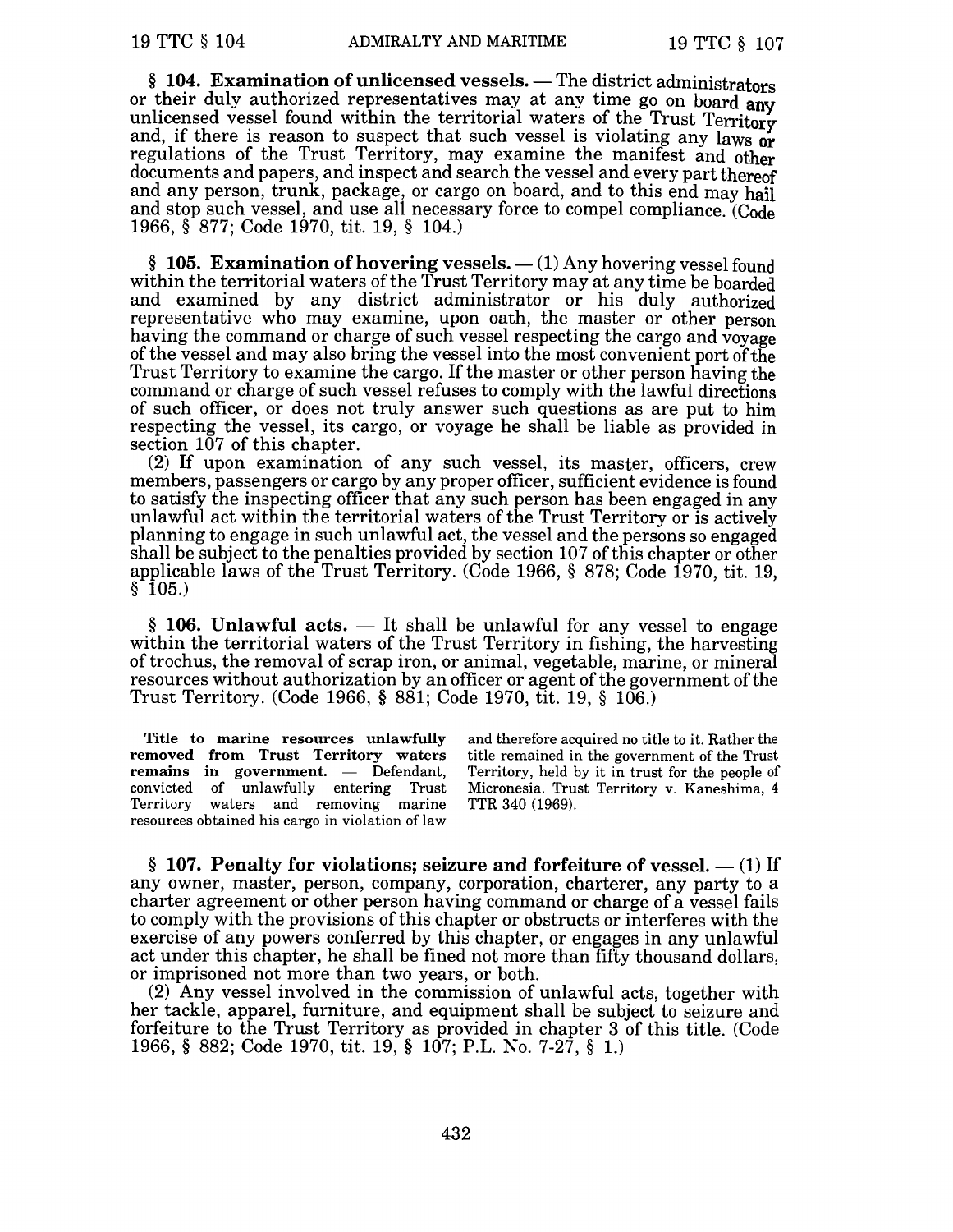**§ 104. Examination of unlicensed vessels.** — The district administrators or their duly authorized representatives may at any time go on board any unlicensed vessel found within the territorial waters of the Trust Territory and, if there is reason to suspect that such vessel is violating any laws or regulations of the Trust Territory, may examine the manifest and other documents and papers, and inspect and search the vessel and every part thereof and any person, trunk, package, or cargo on board, and to this end may hail and stop such vessel, and use all necessary force to compel compliance. (Code 1966, § 877; Code 1970, tit. 19, § 104.)

**§ 105. Examination of hovering vessels.** — (1) Any hovering vessel found within the territorial waters of the Trust Territory may at any time be boarded and examined by any district administrator or his duly authorized representative who may examine, upon oath, the master or other person having the command or charge of such vessel respecting the cargo and voyage of the vessel and may also bring the vessel into the most convenient port of the Trust Territory to examine the cargo. If the master or other person having the command or charge of such vessel refuses to comply with the lawful directions of such officer, or does not truly answer such questions as are put to him respecting the vessel, its cargo, or voyage he shall be liable as provided in section 107 of this chapter.

(2) If upon examination of any such vessel, its master, officers, crew members, passengers or cargo by any proper officer, sufficient evidence is found to satisfy the inspecting officer that any such person has been engaged in any unlawful act within the territorial waters of the Trust Territory or is actively planning to engage in such unlawful act, the vessel and the persons so engaged shall be subject to the penalties provided by section 107 of this chapter or other applicable laws of the Trust Territory. (Code 1966, § 878; Code 1970, tit. 19, § 105.)

**§ 106. Unlawful acts.** — It shall be unlawful for any vessel to engage within the territorial waters of the Trust Territory in fishing, the harvesting of trochus, the removal of scrap iron, or animal, vegetable, marine, or mineral resources without authorization by an officer or agent of the government of the Trust Territory. (Code 1966, § 881; Code 1970, tit. 19, § 106.)

**Title to marine resources unlawfully removed from Trust Territory waters remains in government.** — Defendant, convicted of unlawfully entering Trust Territory waters and removing marine resources obtained his cargo in violation of law and therefore acquired no title to it. Rather the title remained in the government of the Trust Territory, held by it in trust for the people of Micronesia. Trust Territory v. Kaneshima, 4 TTR 340 (1969).

**§ 107. Penalty for violations; seizure and forfeiture of vessel.** — (1) If any owner, master, person, company, corporation, charterer, any party to a charter agreement or other person having command or charge of a vessel fails to comply with the provisions of this chapter or obstructs or interferes with the exercise of any powers conferred by this chapter, or engages in any unlawful act under this chapter, he shall be fined not more than fifty thousand dollars, or imprisoned not more than two years, or both.

(2) Any vessel involved in the commission of unlawful acts, together with her tackle, apparel, furniture, and equipment shall be subject to seizure and forfeiture to the Trust Territory as provided in chapter 3 of this title. (Code 1966, § 882; Code 1970, tit. 19, § 107; P.L. No. 7-27, § 1.)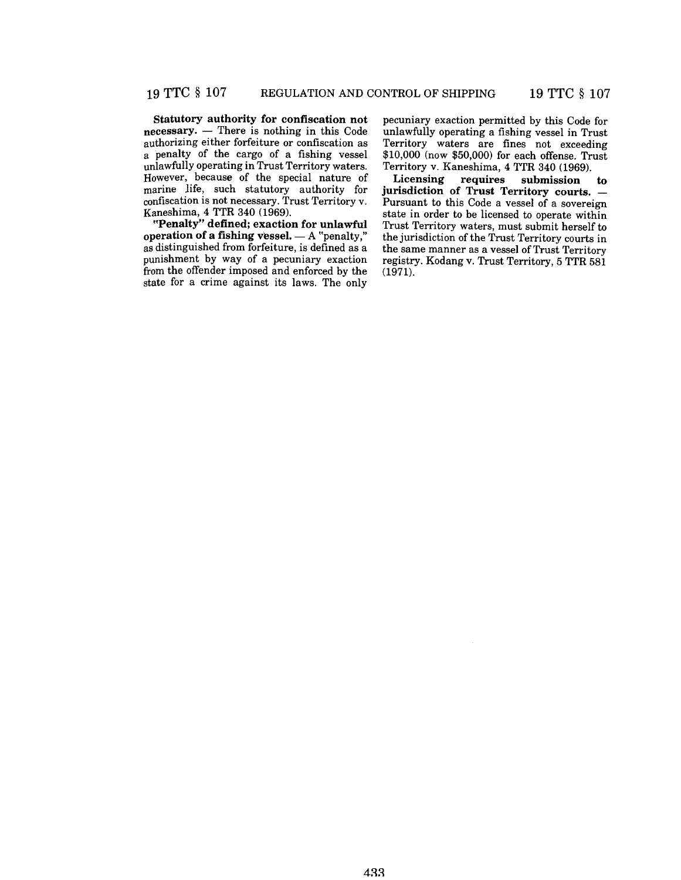**Statutory authority for confiscation not necessary.** — There is nothing in this Code authorizing either forfeiture or confiscation as a penalty of the cargo of a fishing vessel unlawfully operating in Trust Territory waters. However, because of the special nature of marine life, such statutory authority for confiscation is not necessary. Trust Territory v. Kaneshima, 4 TTR 340 (1969).

**"Penalty" defined; exaction for unlawful operation of a fishing vessel.** — A "penalty," as distinguished from forfeiture, is defined as a punishment by way of a pecuniary exaction from the offender imposed and enforced by the state for a crime against its laws. The only pecuniary exaction permitted by this Code for unlawfully operating a fishing vessel in Trust Territory waters are fines not exceeding $10,000 (now $50,000) for each offense. Trust Territory v. Kaneshima, 4 TTR 340 (1969).

**Licensing requires submission to jurisdiction of Trust Territory courts.** — Pursuant to this Code a vessel of a sovereign state in order to be licensed to operate within Trust Territory waters, must submit herself to the jurisdiction of the Trust Territory courts in the same manner as a vessel of Trust Territory registry. Kodang v. Trust Territory, 5 TTR 581 (1971).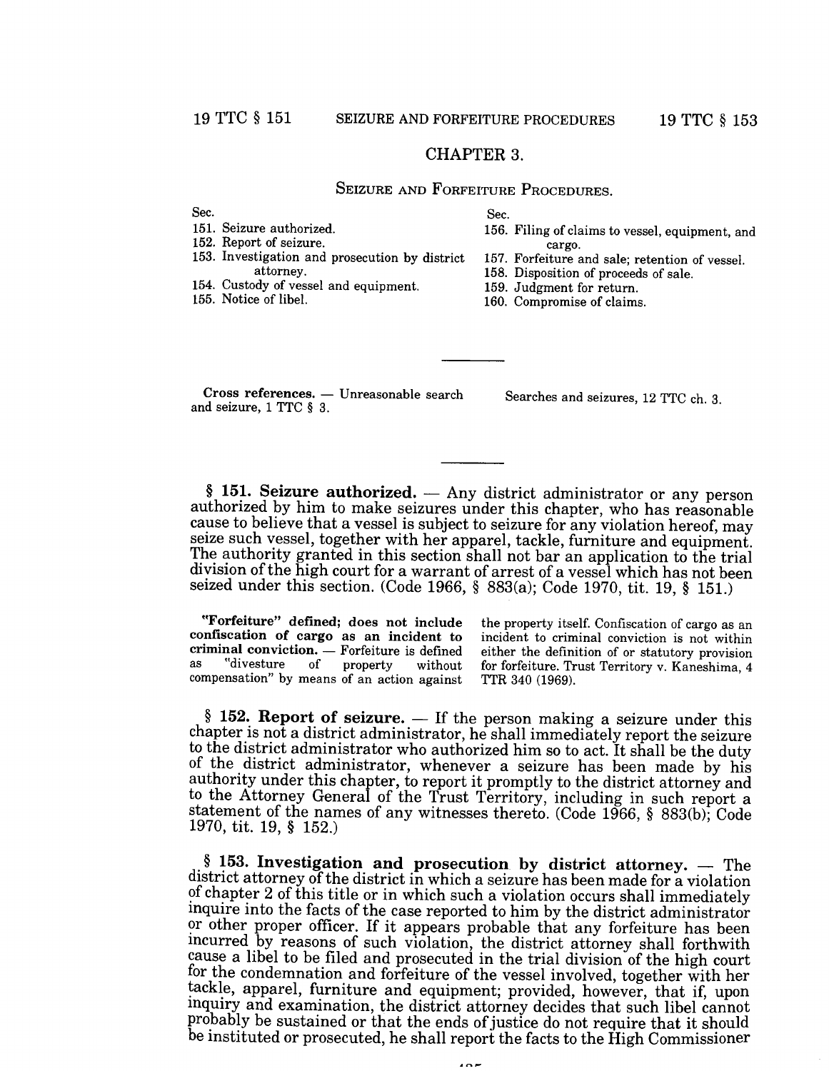# CHAPTER 3.

## SEIZURE AND FORFEITURE PROCEDURES.

Sec.
151. Seizure authorized.
152. Report of seizure.
153. Investigation and prosecution by district attorney.
154. Custody of vessel and equipment.
155. Notice of libel.
156. Filing of claims to vessel, equipment, and cargo.
157. Forfeiture and sale; retention of vessel.
158. Disposition of proceeds of sale.
159. Judgment for return.
160. Compromise of claims.

---

**Cross references.** — Unreasonable search and seizure, 1 TTC § 3.

Searches and seizures, 12 TTC ch. 3.

---

**§ 151. Seizure authorized.** — Any district administrator or any person authorized by him to make seizures under this chapter, who has reasonable cause to believe that a vessel is subject to seizure for any violation hereof, may seize such vessel, together with her apparel, tackle, furniture and equipment. The authority granted in this section shall not bar an application to the trial division of the high court for a warrant of arrest of a vessel which has not been seized under this section. (Code 1966, § 883(a); Code 1970, tit. 19, § 151.)

**"Forfeiture" defined; does not include confiscation of cargo as an incident to criminal conviction.** — Forfeiture is defined as "divesture of property without compensation" by means of an action against the property itself. Confiscation of cargo as an incident to criminal conviction is not within either the definition of or statutory provision for forfeiture. Trust Territory v. Kaneshima, 4 TTR 340 (1969).

**§ 152. Report of seizure.** — If the person making a seizure under this chapter is not a district administrator, he shall immediately report the seizure to the district administrator who authorized him so to act. It shall be the duty of the district administrator, whenever a seizure has been made by his authority under this chapter, to report it promptly to the district attorney and to the Attorney General of the Trust Territory, including in such report a statement of the names of any witnesses thereto. (Code 1966, § 883(b); Code 1970, tit. 19, § 152.)

**§ 153. Investigation and prosecution by district attorney.** — The district attorney of the district in which a seizure has been made for a violation of chapter 2 of this title or in which such a violation occurs shall immediately inquire into the facts of the case reported to him by the district administrator or other proper officer. If it appears probable that any forfeiture has been incurred by reasons of such violation, the district attorney shall forthwith cause a libel to be filed and prosecuted in the trial division of the high court for the condemnation and forfeiture of the vessel involved, together with her tackle, apparel, furniture and equipment; provided, however, that if, upon inquiry and examination, the district attorney decides that such libel cannot probably be sustained or that the ends of justice do not require that it should be instituted or prosecuted, he shall report the facts to the High Commissioner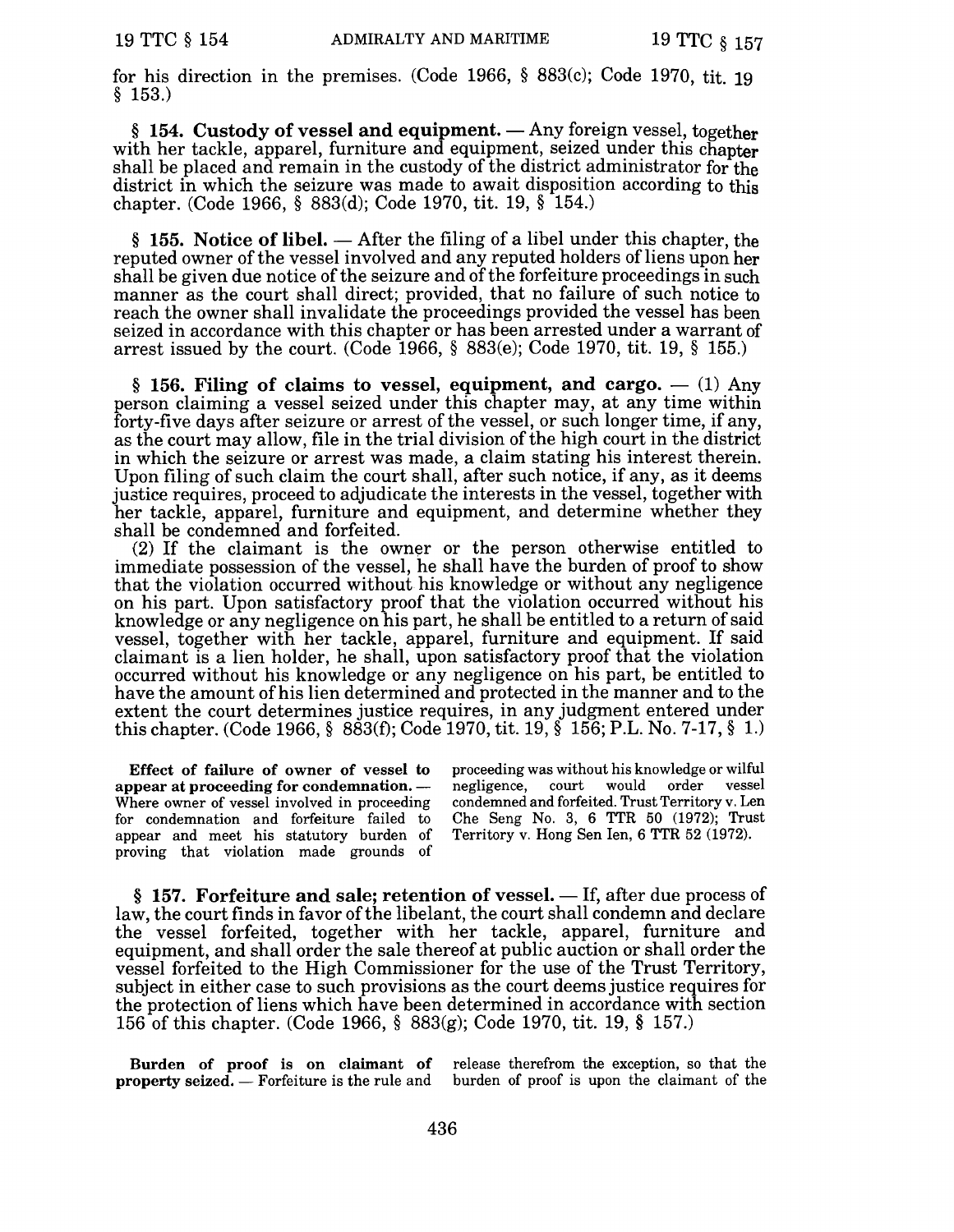for his direction in the premises. (Code 1966, § 883(c); Code 1970, tit. 19 § 153.)

**§ 154. Custody of vessel and equipment.** — Any foreign vessel, together with her tackle, apparel, furniture and equipment, seized under this chapter shall be placed and remain in the custody of the district administrator for the district in which the seizure was made to await disposition according to this chapter. (Code 1966, § 883(d); Code 1970, tit. 19, § 154.)

**§ 155. Notice of libel.** — After the filing of a libel under this chapter, the reputed owner of the vessel involved and any reputed holders of liens upon her shall be given due notice of the seizure and of the forfeiture proceedings in such manner as the court shall direct; provided, that no failure of such notice to reach the owner shall invalidate the proceedings provided the vessel has been seized in accordance with this chapter or has been arrested under a warrant of arrest issued by the court. (Code 1966, § 883(e); Code 1970, tit. 19, § 155.)

**§ 156. Filing of claims to vessel, equipment, and cargo.** — (1) Any person claiming a vessel seized under this chapter may, at any time within forty-five days after seizure or arrest of the vessel, or such longer time, if any, as the court may allow, file in the trial division of the high court in the district in which the seizure or arrest was made, a claim stating his interest therein. Upon filing of such claim the court shall, after such notice, if any, as it deems justice requires, proceed to adjudicate the interests in the vessel, together with her tackle, apparel, furniture and equipment, and determine whether they shall be condemned and forfeited.

(2) If the claimant is the owner or the person otherwise entitled to immediate possession of the vessel, he shall have the burden of proof to show that the violation occurred without his knowledge or without any negligence on his part. Upon satisfactory proof that the violation occurred without his knowledge or any negligence on his part, he shall be entitled to a return of said vessel, together with her tackle, apparel, furniture and equipment. If said claimant is a lien holder, he shall, upon satisfactory proof that the violation occurred without his knowledge or any negligence on his part, be entitled to have the amount of his lien determined and protected in the manner and to the extent the court determines justice requires, in any judgment entered under this chapter. (Code 1966, § 883(f); Code 1970, tit. 19, § 156; P.L. No. 7-17, § 1.)

**Effect of failure of owner of vessel to appear at proceeding for condemnation.** — Where owner of vessel involved in proceeding for condemnation and forfeiture failed to appear and meet his statutory burden of proving that violation made grounds of proceeding was without his knowledge or wilful negligence, court would order vessel condemned and forfeited. Trust Territory v. Len Che Seng No. 3, 6 TTR 50 (1972); Trust Territory v. Hong Sen Ien, 6 TTR 52 (1972).

**§ 157. Forfeiture and sale; retention of vessel.** — If, after due process of law, the court finds in favor of the libelant, the court shall condemn and declare the vessel forfeited, together with her tackle, apparel, furniture and equipment, and shall order the sale thereof at public auction or shall order the vessel forfeited to the High Commissioner for the use of the Trust Territory, subject in either case to such provisions as the court deems justice requires for the protection of liens which have been determined in accordance with section 156 of this chapter. (Code 1966, § 883(g); Code 1970, tit. 19, § 157.)

**Burden of proof is on claimant of property seized.** — Forfeiture is the rule and release therefrom the exception, so that the burden of proof is upon the claimant of the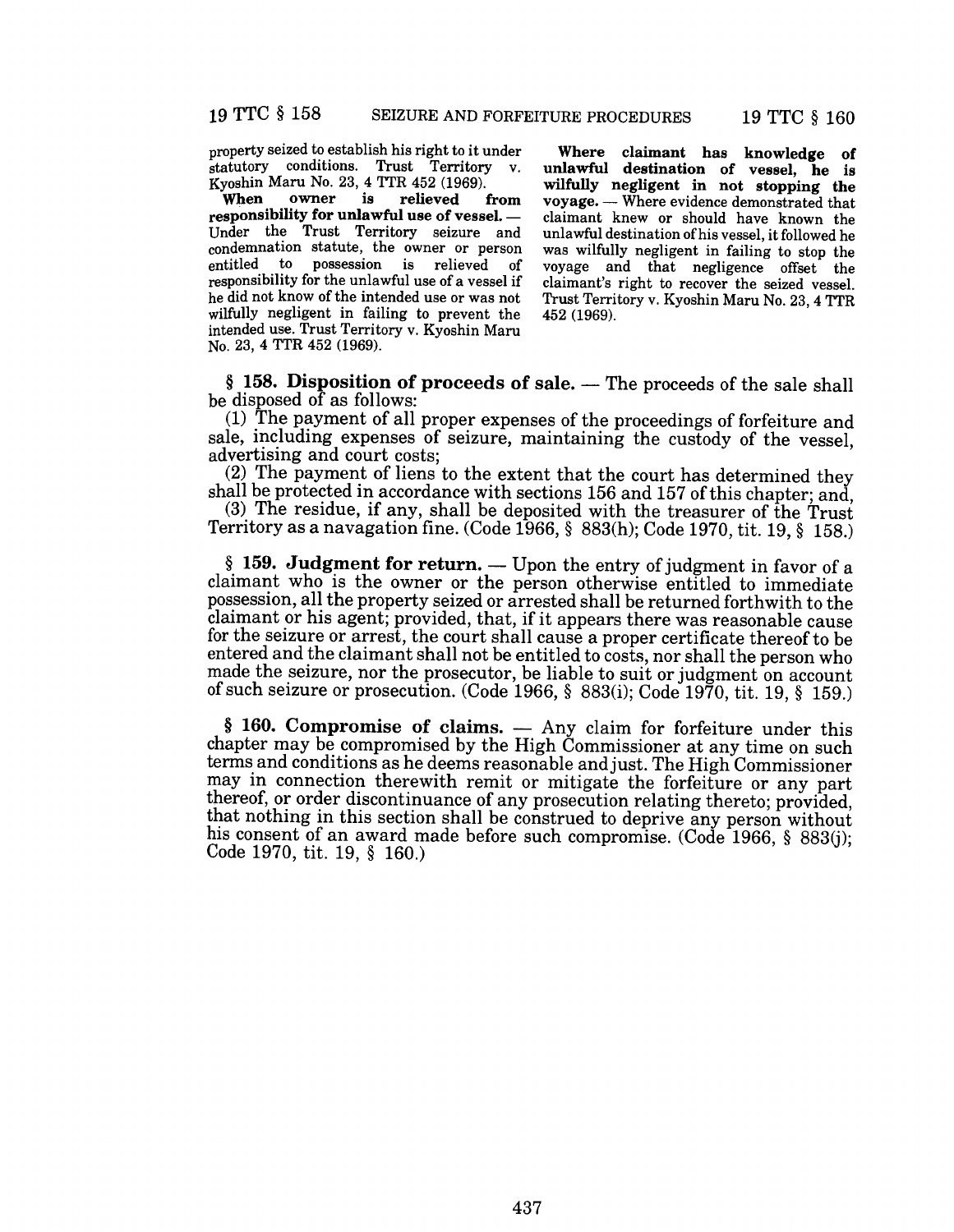property seized to establish his right to it under statutory conditions. Trust Territory v. Kyoshin Maru No. 23, 4 TTR 452 (1969).

**When owner is relieved from responsibility for unlawful use of vessel.** — Under the Trust Territory seizure and condemnation statute, the owner or person entitled to possession is relieved of responsibility for the unlawful use of a vessel if he did not know of the intended use or was not wilfully negligent in failing to prevent the intended use. Trust Territory v. Kyoshin Maru No. 23, 4 TTR 452 (1969).

**Where claimant has knowledge of unlawful destination of vessel, he is wilfully negligent in not stopping the voyage.** — Where evidence demonstrated that claimant knew or should have known the unlawful destination of his vessel, it followed he was wilfully negligent in failing to stop the voyage and that negligence offset the claimant's right to recover the seized vessel. Trust Territory v. Kyoshin Maru No. 23, 4 TTR 452 (1969).

**§ 158. Disposition of proceeds of sale.** — The proceeds of the sale shall be disposed of as follows:

(1) The payment of all proper expenses of the proceedings of forfeiture and sale, including expenses of seizure, maintaining the custody of the vessel, advertising and court costs;

(2) The payment of liens to the extent that the court has determined they shall be protected in accordance with sections 156 and 157 of this chapter; and,

(3) The residue, if any, shall be deposited with the treasurer of the Trust Territory as a navagation fine. (Code 1966, § 883(h); Code 1970, tit. 19, § 158.)

**§ 159. Judgment for return.** — Upon the entry of judgment in favor of a claimant who is the owner or the person otherwise entitled to immediate possession, all the property seized or arrested shall be returned forthwith to the claimant or his agent; provided, that, if it appears there was reasonable cause for the seizure or arrest, the court shall cause a proper certificate thereof to be entered and the claimant shall not be entitled to costs, nor shall the person who made the seizure, nor the prosecutor, be liable to suit or judgment on account of such seizure or prosecution. (Code 1966, § 883(i); Code 1970, tit. 19, § 159.)

**§ 160. Compromise of claims.** — Any claim for forfeiture under this chapter may be compromised by the High Commissioner at any time on such terms and conditions as he deems reasonable and just. The High Commissioner may in connection therewith remit or mitigate the forfeiture or any part thereof, or order discontinuance of any prosecution relating thereto; provided, that nothing in this section shall be construed to deprive any person without his consent of an award made before such compromise. (Code 1966, § 883(j); Code 1970, tit. 19, § 160.)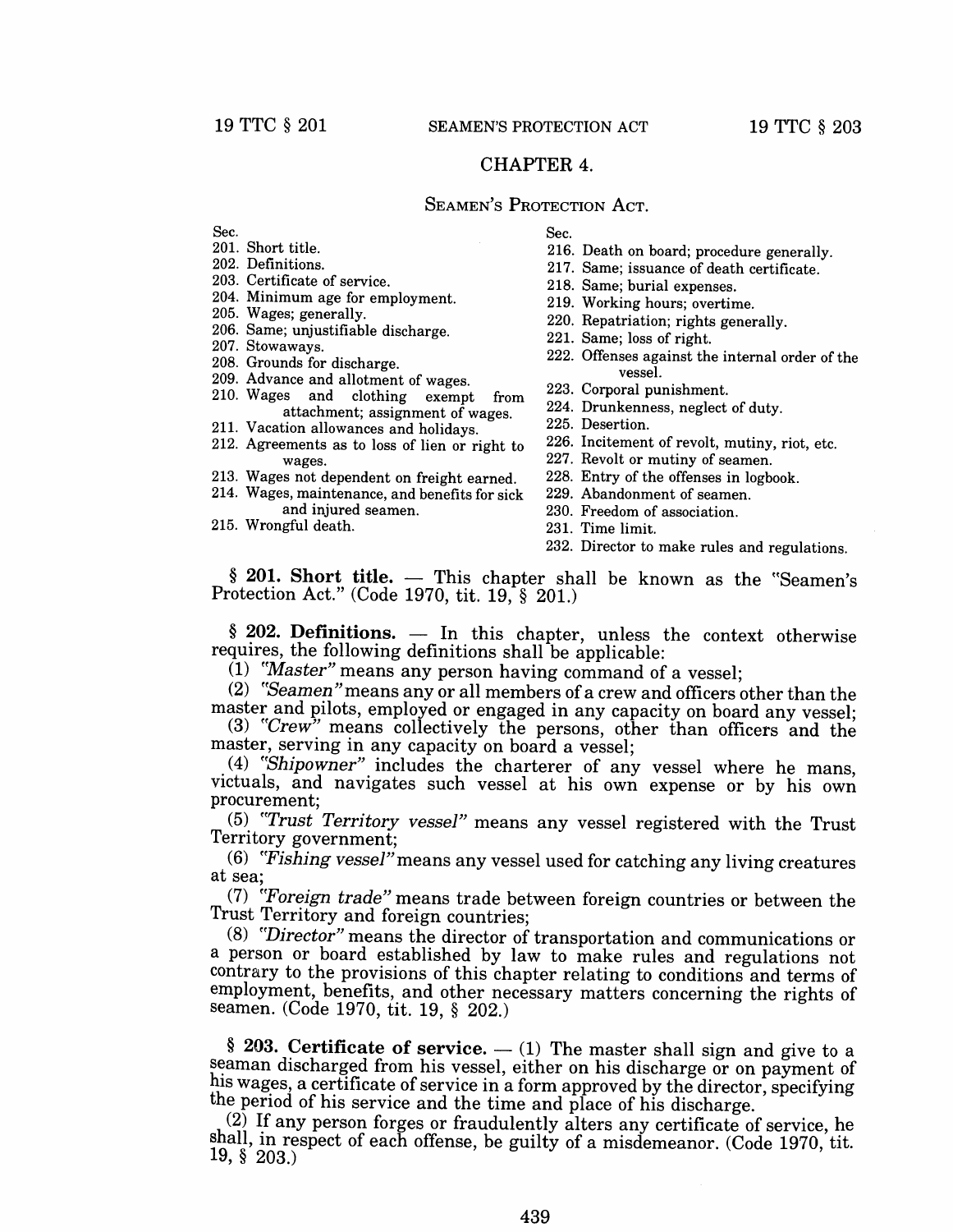## CHAPTER 4.

### SEAMEN'S PROTECTION ACT.

Sec.
201. Short title.
202. Definitions.
203. Certificate of service.
204. Minimum age for employment.
205. Wages; generally.
206. Same; unjustifiable discharge.
207. Stowaways.
208. Grounds for discharge.
209. Advance and allotment of wages.
210. Wages and clothing exempt from attachment; assignment of wages.
211. Vacation allowances and holidays.
212. Agreements as to loss of lien or right to wages.
213. Wages not dependent on freight earned.
214. Wages, maintenance, and benefits for sick and injured seamen.
215. Wrongful death.
216. Death on board; procedure generally.
217. Same; issuance of death certificate.
218. Same; burial expenses.
219. Working hours; overtime.
220. Repatriation; rights generally.
221. Same; loss of right.
222. Offenses against the internal order of the vessel.
223. Corporal punishment.
224. Drunkenness, neglect of duty.
225. Desertion.
226. Incitement of revolt, mutiny, riot, etc.
227. Revolt or mutiny of seamen.
228. Entry of the offenses in logbook.
229. Abandonment of seamen.
230. Freedom of association.
231. Time limit.
232. Director to make rules and regulations.

**§ 201. Short title.** — This chapter shall be known as the "Seamen's Protection Act." (Code 1970, tit. 19, § 201.)

**§ 202. Definitions.** — In this chapter, unless the context otherwise requires, the following definitions shall be applicable:

(1) *"Master"* means any person having command of a vessel;

(2) *"Seamen"* means any or all members of a crew and officers other than the master and pilots, employed or engaged in any capacity on board any vessel;

(3) *"Crew"* means collectively the persons, other than officers and the master, serving in any capacity on board a vessel;

(4) *"Shipowner"* includes the charterer of any vessel where he mans, victuals, and navigates such vessel at his own expense or by his own procurement;

(5) *"Trust Territory vessel"* means any vessel registered with the Trust Territory government;

(6) *"Fishing vessel"* means any vessel used for catching any living creatures at sea;

(7) *"Foreign trade"* means trade between foreign countries or between the Trust Territory and foreign countries;

(8) *"Director"* means the director of transportation and communications or a person or board established by law to make rules and regulations not contrary to the provisions of this chapter relating to conditions and terms of employment, benefits, and other necessary matters concerning the rights of seamen. (Code 1970, tit. 19, § 202.)

**§ 203. Certificate of service.** — (1) The master shall sign and give to a seaman discharged from his vessel, either on his discharge or on payment of his wages, a certificate of service in a form approved by the director, specifying the period of his service and the time and place of his discharge.

(2) If any person forges or fraudulently alters any certificate of service, he shall, in respect of each offense, be guilty of a misdemeanor. (Code 1970, tit. 19, § 203.)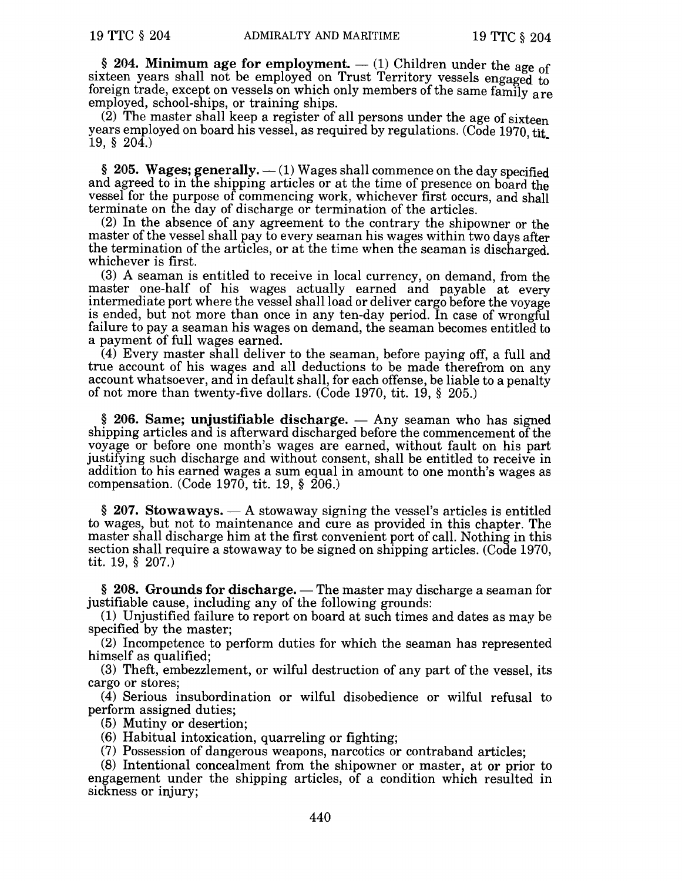**§ 204. Minimum age for employment.** — (1) Children under the age of sixteen years shall not be employed on Trust Territory vessels engaged to foreign trade, except on vessels on which only members of the same family are employed, school-ships, or training ships.

(2) The master shall keep a register of all persons under the age of sixteen years employed on board his vessel, as required by regulations. (Code 1970, tit. 19, § 204.)

**§ 205. Wages; generally.** — (1) Wages shall commence on the day specified and agreed to in the shipping articles or at the time of presence on board the vessel for the purpose of commencing work, whichever first occurs, and shall terminate on the day of discharge or termination of the articles.

(2) In the absence of any agreement to the contrary the shipowner or the master of the vessel shall pay to every seaman his wages within two days after the termination of the articles, or at the time when the seaman is discharged. whichever is first.

(3) A seaman is entitled to receive in local currency, on demand, from the master one-half of his wages actually earned and payable at every intermediate port where the vessel shall load or deliver cargo before the voyage is ended, but not more than once in any ten-day period. In case of wrongful failure to pay a seaman his wages on demand, the seaman becomes entitled to a payment of full wages earned.

(4) Every master shall deliver to the seaman, before paying off, a full and true account of his wages and all deductions to be made therefrom on any account whatsoever, and in default shall, for each offense, be liable to a penalty of not more than twenty-five dollars. (Code 1970, tit. 19, § 205.)

**§ 206. Same; unjustifiable discharge.** — Any seaman who has signed shipping articles and is afterward discharged before the commencement of the voyage or before one month's wages are earned, without fault on his part justifying such discharge and without consent, shall be entitled to receive in addition to his earned wages a sum equal in amount to one month's wages as compensation. (Code 1970, tit. 19, § 206.)

**§ 207. Stowaways.** — A stowaway signing the vessel's articles is entitled to wages, but not to maintenance and cure as provided in this chapter. The master shall discharge him at the first convenient port of call. Nothing in this section shall require a stowaway to be signed on shipping articles. (Code 1970, tit. 19, § 207.)

**§ 208. Grounds for discharge.** — The master may discharge a seaman for justifiable cause, including any of the following grounds:

(1) Unjustified failure to report on board at such times and dates as may be specified by the master;

(2) Incompetence to perform duties for which the seaman has represented himself as qualified;

(3) Theft, embezzlement, or wilful destruction of any part of the vessel, its cargo or stores;

(4) Serious insubordination or wilful disobedience or wilful refusal to perform assigned duties;

(5) Mutiny or desertion;

(6) Habitual intoxication, quarreling or fighting;

(7) Possession of dangerous weapons, narcotics or contraband articles;

(8) Intentional concealment from the shipowner or master, at or prior to engagement under the shipping articles, of a condition which resulted in sickness or injury;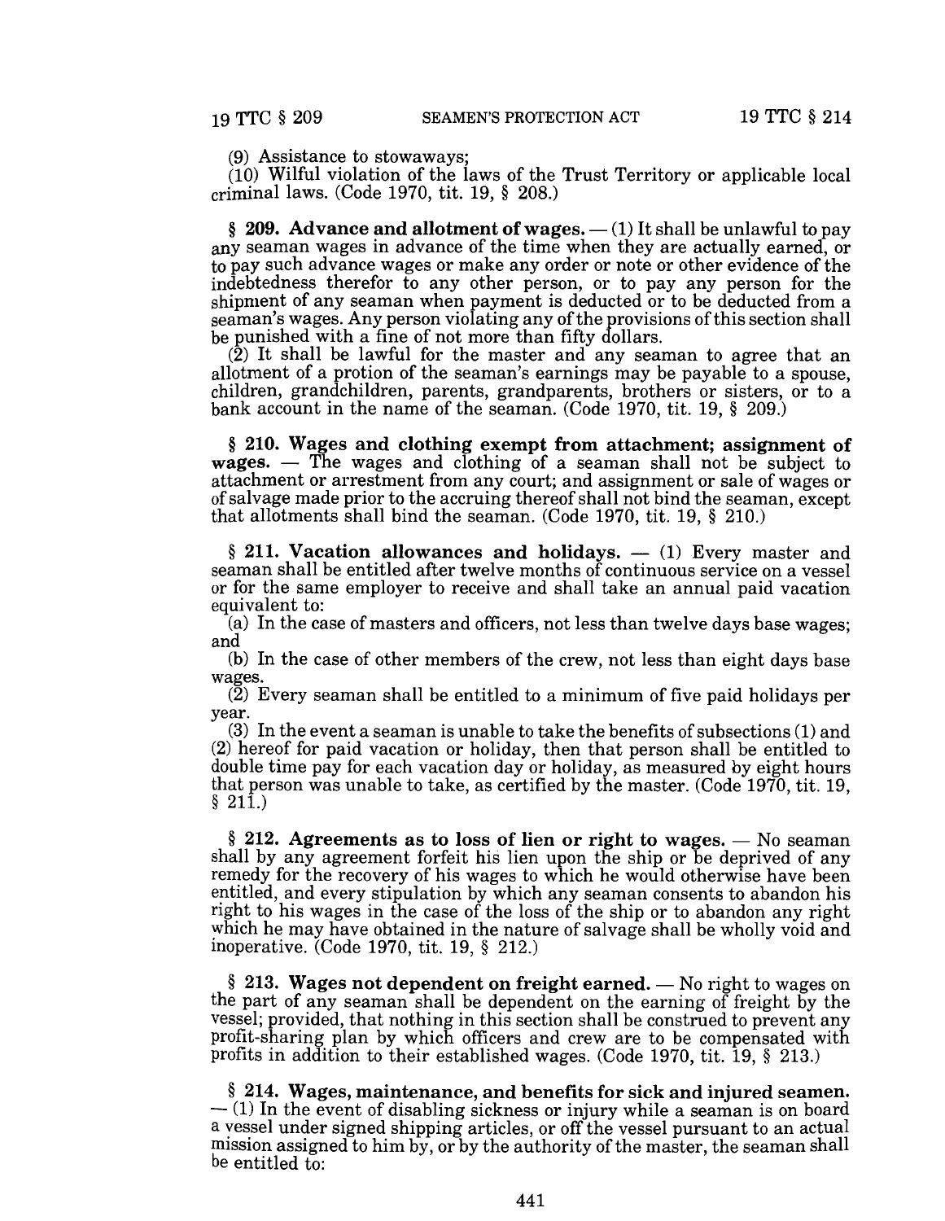(9) Assistance to stowaways;

(10) Wilful violation of the laws of the Trust Territory or applicable local criminal laws. (Code 1970, tit. 19, § 208.)

**§ 209. Advance and allotment of wages.** — (1) It shall be unlawful to pay any seaman wages in advance of the time when they are actually earned, or to pay such advance wages or make any order or note or other evidence of the indebtedness therefor to any other person, or to pay any person for the shipment of any seaman when payment is deducted or to be deducted from a seaman's wages. Any person violating any of the provisions of this section shall be punished with a fine of not more than fifty dollars.

(2) It shall be lawful for the master and any seaman to agree that an allotment of a protion of the seaman's earnings may be payable to a spouse, children, grandchildren, parents, grandparents, brothers or sisters, or to a bank account in the name of the seaman. (Code 1970, tit. 19, § 209.)

**§ 210. Wages and clothing exempt from attachment; assignment of wages.** — The wages and clothing of a seaman shall not be subject to attachment or arrestment from any court; and assignment or sale of wages or of salvage made prior to the accruing thereof shall not bind the seaman, except that allotments shall bind the seaman. (Code 1970, tit. 19, § 210.)

**§ 211. Vacation allowances and holidays.** — (1) Every master and seaman shall be entitled after twelve months of continuous service on a vessel or for the same employer to receive and shall take an annual paid vacation equivalent to:

(a) In the case of masters and officers, not less than twelve days base wages; and

(b) In the case of other members of the crew, not less than eight days base wages.

(2) Every seaman shall be entitled to a minimum of five paid holidays per year.

(3) In the event a seaman is unable to take the benefits of subsections (1) and (2) hereof for paid vacation or holiday, then that person shall be entitled to double time pay for each vacation day or holiday, as measured by eight hours that person was unable to take, as certified by the master. (Code 1970, tit. 19, § 211.)

**§ 212. Agreements as to loss of lien or right to wages.** — No seaman shall by any agreement forfeit his lien upon the ship or be deprived of any remedy for the recovery of his wages to which he would otherwise have been entitled, and every stipulation by which any seaman consents to abandon his right to his wages in the case of the loss of the ship or to abandon any right which he may have obtained in the nature of salvage shall be wholly void and inoperative. (Code 1970, tit. 19, § 212.)

**§ 213. Wages not dependent on freight earned.** — No right to wages on the part of any seaman shall be dependent on the earning of freight by the vessel; provided, that nothing in this section shall be construed to prevent any profit-sharing plan by which officers and crew are to be compensated with profits in addition to their established wages. (Code 1970, tit. 19, § 213.)

**§ 214. Wages, maintenance, and benefits for sick and injured seamen.** — (1) In the event of disabling sickness or injury while a seaman is on board a vessel under signed shipping articles, or off the vessel pursuant to an actual mission assigned to him by, or by the authority of the master, the seaman shall be entitled to: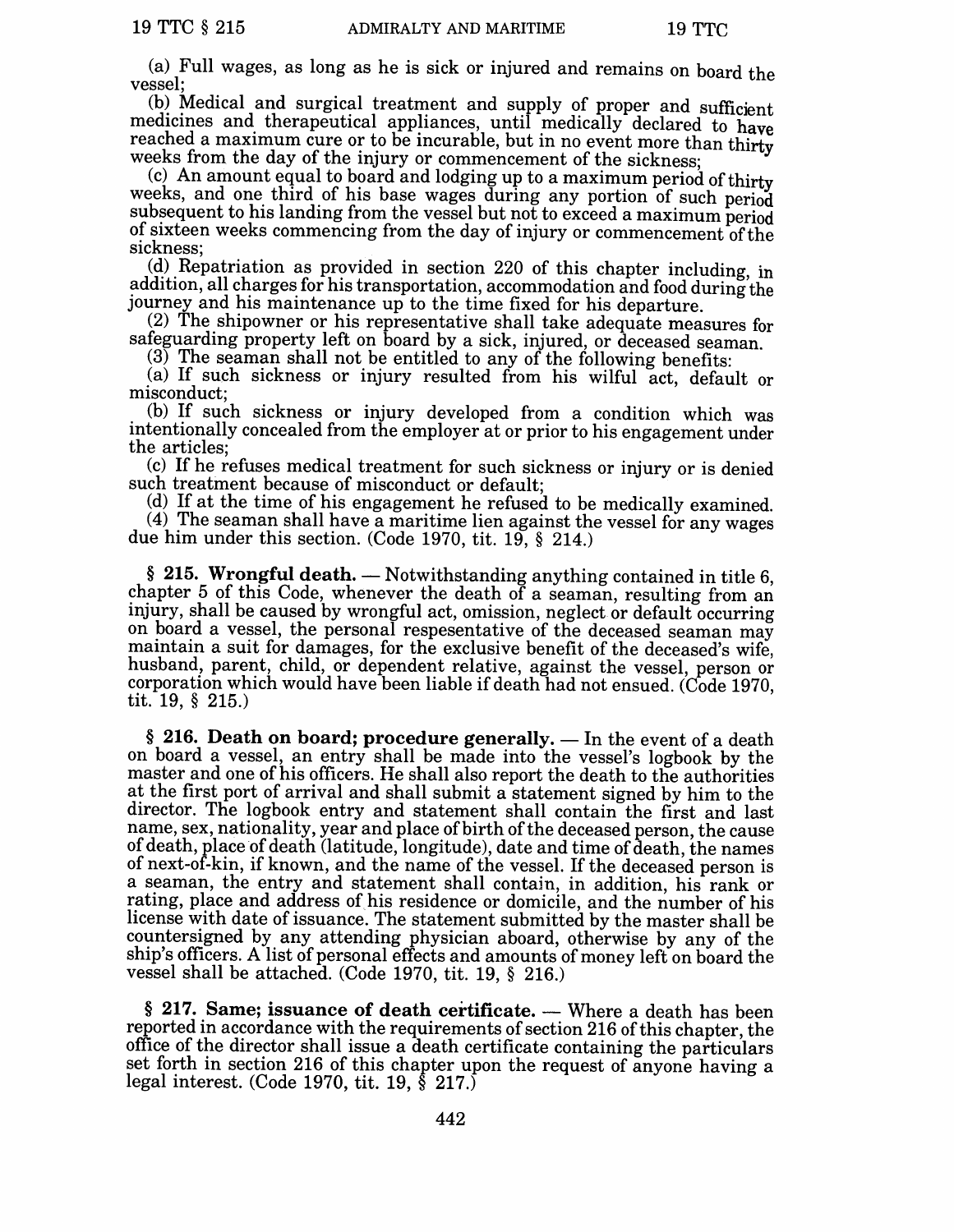(a) Full wages, as long as he is sick or injured and remains on board the vessel;

(b) Medical and surgical treatment and supply of proper and sufficient medicines and therapeutical appliances, until medically declared to have reached a maximum cure or to be incurable, but in no event more than thirty weeks from the day of the injury or commencement of the sickness;

(c) An amount equal to board and lodging up to a maximum period of thirty weeks, and one third of his base wages during any portion of such period subsequent to his landing from the vessel but not to exceed a maximum period of sixteen weeks commencing from the day of injury or commencement of the sickness;

(d) Repatriation as provided in section 220 of this chapter including, in addition, all charges for his transportation, accommodation and food during the journey and his maintenance up to the time fixed for his departure.

(2) The shipowner or his representative shall take adequate measures for safeguarding property left on board by a sick, injured, or deceased seaman.

(3) The seaman shall not be entitled to any of the following benefits:

(a) If such sickness or injury resulted from his wilful act, default or misconduct;

(b) If such sickness or injury developed from a condition which was intentionally concealed from the employer at or prior to his engagement under the articles;

(c) If he refuses medical treatment for such sickness or injury or is denied such treatment because of misconduct or default;

(d) If at the time of his engagement he refused to be medically examined.

(4) The seaman shall have a maritime lien against the vessel for any wages due him under this section. (Code 1970, tit. 19, § 214.)

**§ 215. Wrongful death.** — Notwithstanding anything contained in title 6, chapter 5 of this Code, whenever the death of a seaman, resulting from an injury, shall be caused by wrongful act, omission, neglect or default occurring on board a vessel, the personal respesentative of the deceased seaman may maintain a suit for damages, for the exclusive benefit of the deceased's wife, husband, parent, child, or dependent relative, against the vessel, person or corporation which would have been liable if death had not ensued. (Code 1970, tit. 19, § 215.)

**§ 216. Death on board; procedure generally.** — In the event of a death on board a vessel, an entry shall be made into the vessel's logbook by the master and one of his officers. He shall also report the death to the authorities at the first port of arrival and shall submit a statement signed by him to the director. The logbook entry and statement shall contain the first and last name, sex, nationality, year and place of birth of the deceased person, the cause of death, place of death (latitude, longitude), date and time of death, the names of next-of-kin, if known, and the name of the vessel. If the deceased person is a seaman, the entry and statement shall contain, in addition, his rank or rating, place and address of his residence or domicile, and the number of his license with date of issuance. The statement submitted by the master shall be countersigned by any attending physician aboard, otherwise by any of the ship's officers. A list of personal effects and amounts of money left on board the vessel shall be attached. (Code 1970, tit. 19, § 216.)

**§ 217. Same; issuance of death certificate.** — Where a death has been reported in accordance with the requirements of section 216 of this chapter, the office of the director shall issue a death certificate containing the particulars set forth in section 216 of this chapter upon the request of anyone having a legal interest. (Code 1970, tit. 19, § 217.)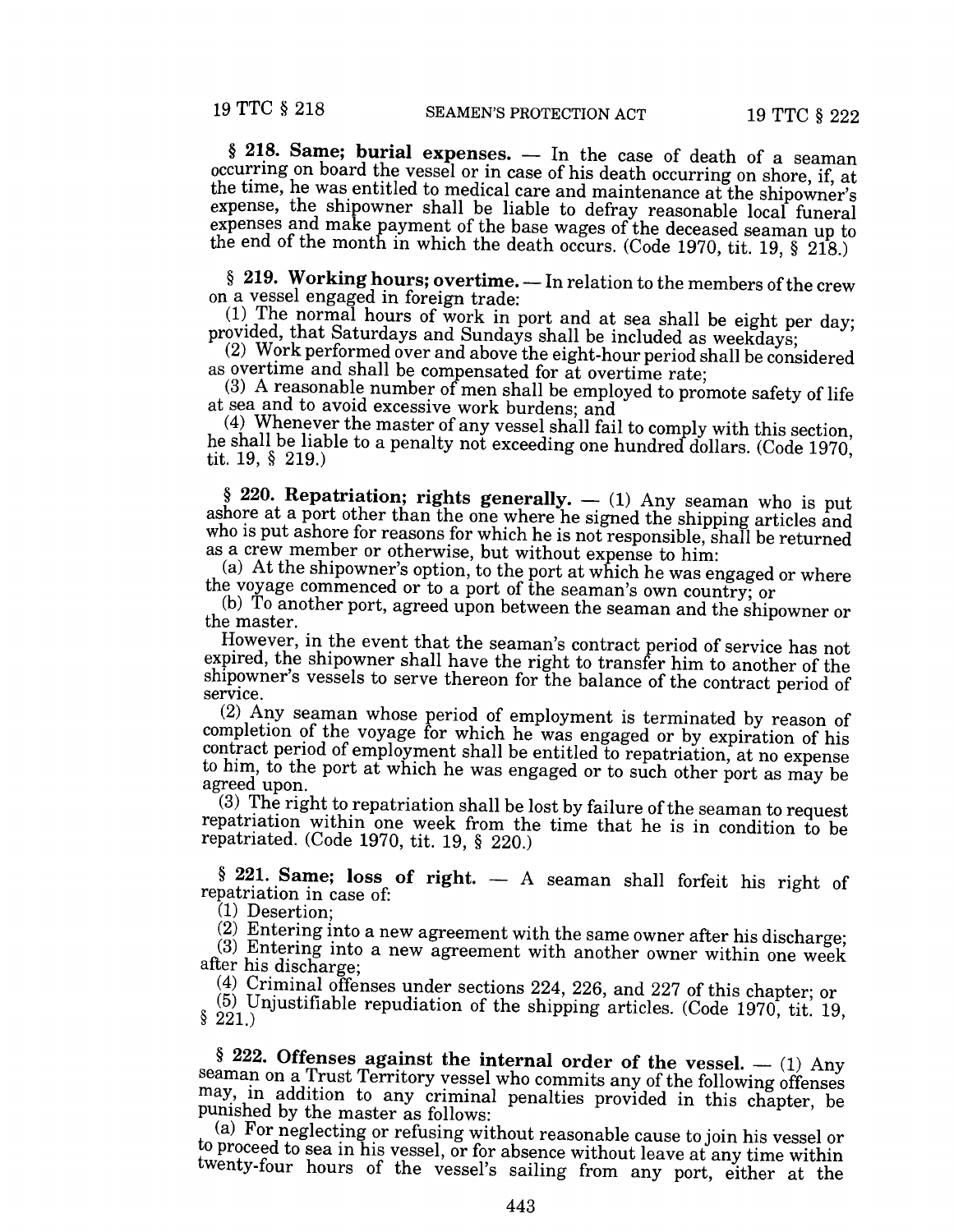**§ 218. Same; burial expenses.** — In the case of death of a seaman occurring on board the vessel or in case of his death occurring on shore, if, at the time, he was entitled to medical care and maintenance at the shipowner's expense, the shipowner shall be liable to defray reasonable local funeral expenses and make payment of the base wages of the deceased seaman up to the end of the month in which the death occurs. (Code 1970, tit. 19, § 218.)

**§ 219. Working hours; overtime.** — In relation to the members of the crew on a vessel engaged in foreign trade:

(1) The normal hours of work in port and at sea shall be eight per day; provided, that Saturdays and Sundays shall be included as weekdays;

(2) Work performed over and above the eight-hour period shall be considered as overtime and shall be compensated for at overtime rate;

(3) A reasonable number of men shall be employed to promote safety of life at sea and to avoid excessive work burdens; and

(4) Whenever the master of any vessel shall fail to comply with this section, he shall be liable to a penalty not exceeding one hundred dollars. (Code 1970, tit. 19, § 219.)

**§ 220. Repatriation; rights generally.** — (1) Any seaman who is put ashore at a port other than the one where he signed the shipping articles and who is put ashore for reasons for which he is not responsible, shall be returned as a crew member or otherwise, but without expense to him:

(a) At the shipowner's option, to the port at which he was engaged or where the voyage commenced or to a port of the seaman's own country; or

(b) To another port, agreed upon between the seaman and the shipowner or the master.

However, in the event that the seaman's contract period of service has not expired, the shipowner shall have the right to transfer him to another of the shipowner's vessels to serve thereon for the balance of the contract period of service.

(2) Any seaman whose period of employment is terminated by reason of completion of the voyage for which he was engaged or by expiration of his contract period of employment shall be entitled to repatriation, at no expense to him, to the port at which he was engaged or to such other port as may be agreed upon.

(3) The right to repatriation shall be lost by failure of the seaman to request repatriation within one week from the time that he is in condition to be repatriated. (Code 1970, tit. 19, § 220.)

**§ 221. Same; loss of right.** — A seaman shall forfeit his right of repatriation in case of:

(1) Desertion;

(2) Entering into a new agreement with the same owner after his discharge;

(3) Entering into a new agreement with another owner within one week after his discharge;

(4) Criminal offenses under sections 224, 226, and 227 of this chapter; or

(5) Unjustifiable repudiation of the shipping articles. (Code 1970, tit. 19, § 221.)

**§ 222. Offenses against the internal order of the vessel.** — (1) Any seaman on a Trust Territory vessel who commits any of the following offenses may, in addition to any criminal penalties provided in this chapter, be punished by the master as follows:

(a) For neglecting or refusing without reasonable cause to join his vessel or to proceed to sea in his vessel, or for absence without leave at any time within twenty-four hours of the vessel's sailing from any port, either at the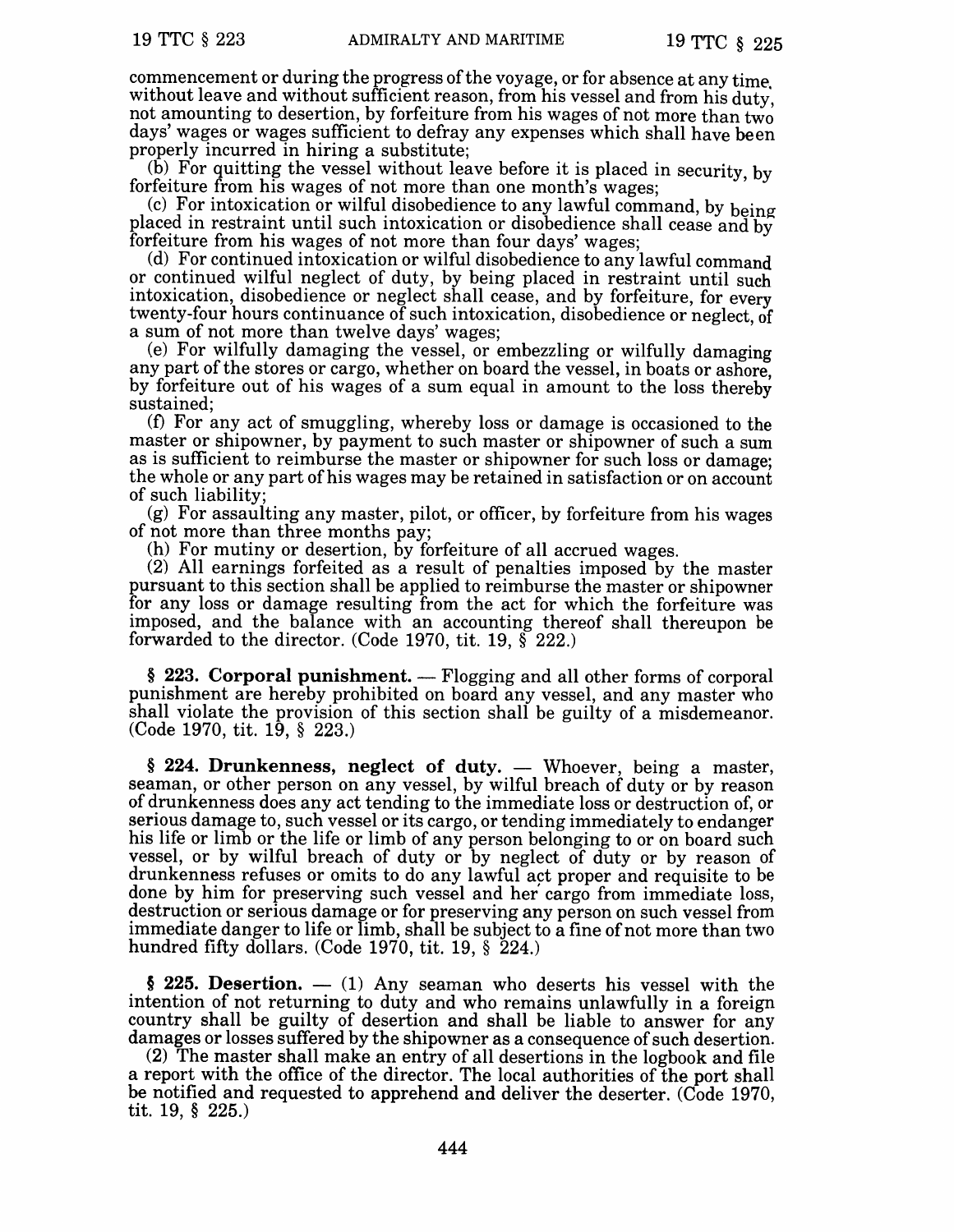commencement or during the progress of the voyage, or for absence at any time. without leave and without sufficient reason, from his vessel and from his duty, not amounting to desertion, by forfeiture from his wages of not more than two days' wages or wages sufficient to defray any expenses which shall have been properly incurred in hiring a substitute;

(b) For quitting the vessel without leave before it is placed in security, by forfeiture from his wages of not more than one month's wages;

(c) For intoxication or wilful disobedience to any lawful command, by being placed in restraint until such intoxication or disobedience shall cease and by forfeiture from his wages of not more than four days' wages;

(d) For continued intoxication or wilful disobedience to any lawful command or continued wilful neglect of duty, by being placed in restraint until such intoxication, disobedience or neglect shall cease, and by forfeiture, for every twenty-four hours continuance of such intoxication, disobedience or neglect, of a sum of not more than twelve days' wages;

(e) For wilfully damaging the vessel, or embezzling or wilfully damaging any part of the stores or cargo, whether on board the vessel, in boats or ashore, by forfeiture out of his wages of a sum equal in amount to the loss thereby sustained;

(f) For any act of smuggling, whereby loss or damage is occasioned to the master or shipowner, by payment to such master or shipowner of such a sum as is sufficient to reimburse the master or shipowner for such loss or damage; the whole or any part of his wages may be retained in satisfaction or on account of such liability;

(g) For assaulting any master, pilot, or officer, by forfeiture from his wages of not more than three months pay;

(h) For mutiny or desertion, by forfeiture of all accrued wages.

(2) All earnings forfeited as a result of penalties imposed by the master pursuant to this section shall be applied to reimburse the master or shipowner for any loss or damage resulting from the act for which the forfeiture was imposed, and the balance with an accounting thereof shall thereupon be forwarded to the director. (Code 1970, tit. 19, § 222.)

**§ 223. Corporal punishment.** — Flogging and all other forms of corporal punishment are hereby prohibited on board any vessel, and any master who shall violate the provision of this section shall be guilty of a misdemeanor. (Code 1970, tit. 19, § 223.)

**§ 224. Drunkenness, neglect of duty.** — Whoever, being a master, seaman, or other person on any vessel, by wilful breach of duty or by reason of drunkenness does any act tending to the immediate loss or destruction of, or serious damage to, such vessel or its cargo, or tending immediately to endanger his life or limb or the life or limb of any person belonging to or on board such vessel, or by wilful breach of duty or by neglect of duty or by reason of drunkenness refuses or omits to do any lawful act proper and requisite to be done by him for preserving such vessel and her cargo from immediate loss, destruction or serious damage or for preserving any person on such vessel from immediate danger to life or limb, shall be subject to a fine of not more than two hundred fifty dollars. (Code 1970, tit. 19, § 224.)

**§ 225. Desertion.** — (1) Any seaman who deserts his vessel with the intention of not returning to duty and who remains unlawfully in a foreign country shall be guilty of desertion and shall be liable to answer for any damages or losses suffered by the shipowner as a consequence of such desertion.

(2) The master shall make an entry of all desertions in the logbook and file a report with the office of the director. The local authorities of the port shall be notified and requested to apprehend and deliver the deserter. (Code 1970, tit. 19, § 225.)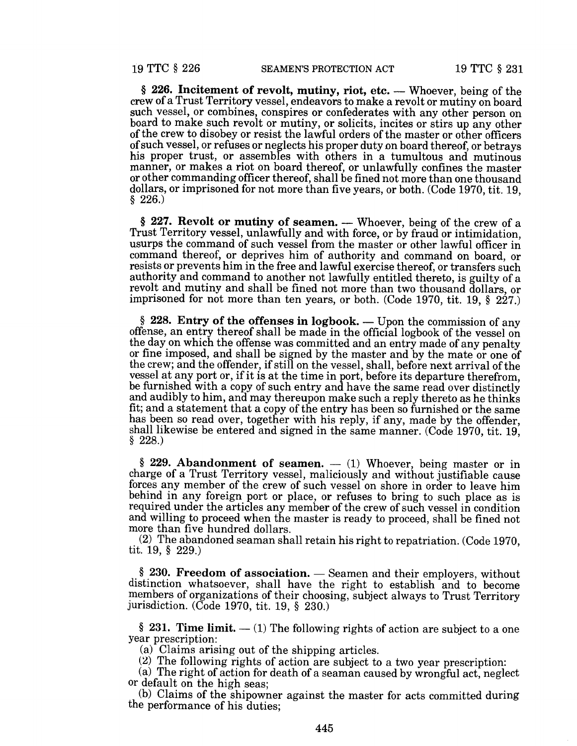**§ 226. Incitement of revolt, mutiny, riot, etc.** — Whoever, being of the crew of a Trust Territory vessel, endeavors to make a revolt or mutiny on board such vessel, or combines, conspires or confederates with any other person on board to make such revolt or mutiny, or solicits, incites or stirs up any other of the crew to disobey or resist the lawful orders of the master or other officers of such vessel, or refuses or neglects his proper duty on board thereof, or betrays his proper trust, or assembles with others in a tumultous and mutinous manner, or makes a riot on board thereof, or unlawfully confines the master or other commanding officer thereof, shall be fined not more than one thousand dollars, or imprisoned for not more than five years, or both. (Code 1970, tit. 19, § 226.)

**§ 227. Revolt or mutiny of seamen.** — Whoever, being of the crew of a Trust Territory vessel, unlawfully and with force, or by fraud or intimidation, usurps the command of such vessel from the master or other lawful officer in command thereof, or deprives him of authority and command on board, or resists or prevents him in the free and lawful exercise thereof, or transfers such authority and command to another not lawfully entitled thereto, is guilty of a revolt and mutiny and shall be fined not more than two thousand dollars, or imprisoned for not more than ten years, or both. (Code 1970, tit. 19, § 227.)

**§ 228. Entry of the offenses in logbook.** — Upon the commission of any offense, an entry thereof shall be made in the official logbook of the vessel on the day on which the offense was committed and an entry made of any penalty or fine imposed, and shall be signed by the master and by the mate or one of the crew; and the offender, if still on the vessel, shall, before next arrival of the vessel at any port or, if it is at the time in port, before its departure therefrom, be furnished with a copy of such entry and have the same read over distinctly and audibly to him, and may thereupon make such a reply thereto as he thinks fit; and a statement that a copy of the entry has been so furnished or the same has been so read over, together with his reply, if any, made by the offender, shall likewise be entered and signed in the same manner. (Code 1970, tit. 19, § 228.)

**§ 229. Abandonment of seamen.** — (1) Whoever, being master or in charge of a Trust Territory vessel, maliciously and without justifiable cause forces any member of the crew of such vessel on shore in order to leave him behind in any foreign port or place, or refuses to bring to such place as is required under the articles any member of the crew of such vessel in condition and willing to proceed when the master is ready to proceed, shall be fined not more than five hundred dollars.

(2) The abandoned seaman shall retain his right to repatriation. (Code 1970, tit. 19, § 229.)

**§ 230. Freedom of association.** — Seamen and their employers, without distinction whatsoever, shall have the right to establish and to become members of organizations of their choosing, subject always to Trust Territory jurisdiction. (Code 1970, tit. 19, § 230.)

**§ 231. Time limit.** — (1) The following rights of action are subject to a one year prescription:

(a) Claims arising out of the shipping articles.

(2) The following rights of action are subject to a two year prescription:

(a) The right of action for death of a seaman caused by wrongful act, neglect or default on the high seas;

(b) Claims of the shipowner against the master for acts committed during the performance of his duties;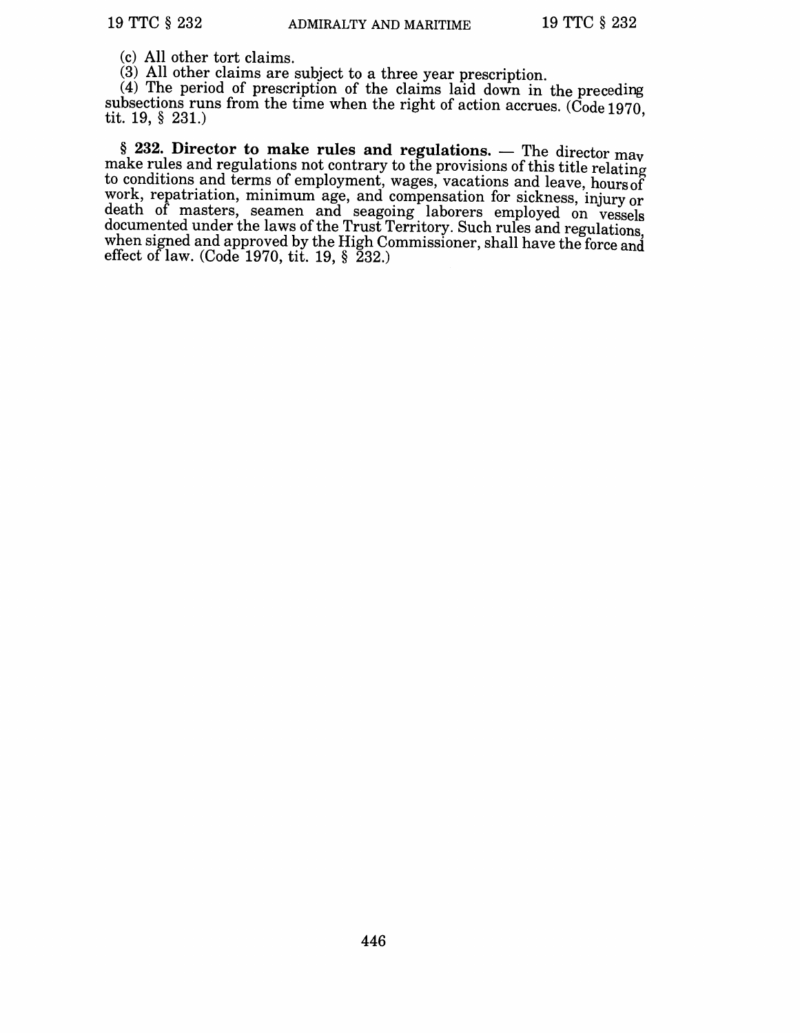(c) All other tort claims.

(3) All other claims are subject to a three year prescription.

(4) The period of prescription of the claims laid down in the preceding subsections runs from the time when the right of action accrues. (Code 1970, tit. 19, § 231.)

**§ 232. Director to make rules and regulations.** — The director may make rules and regulations not contrary to the provisions of this title relating to conditions and terms of employment, wages, vacations and leave, hours of work, repatriation, minimum age, and compensation for sickness, injury or death of masters, seamen and seagoing laborers employed on vessels documented under the laws of the Trust Territory. Such rules and regulations, when signed and approved by the High Commissioner, shall have the force and effect of law. (Code 1970, tit. 19, § 232.)